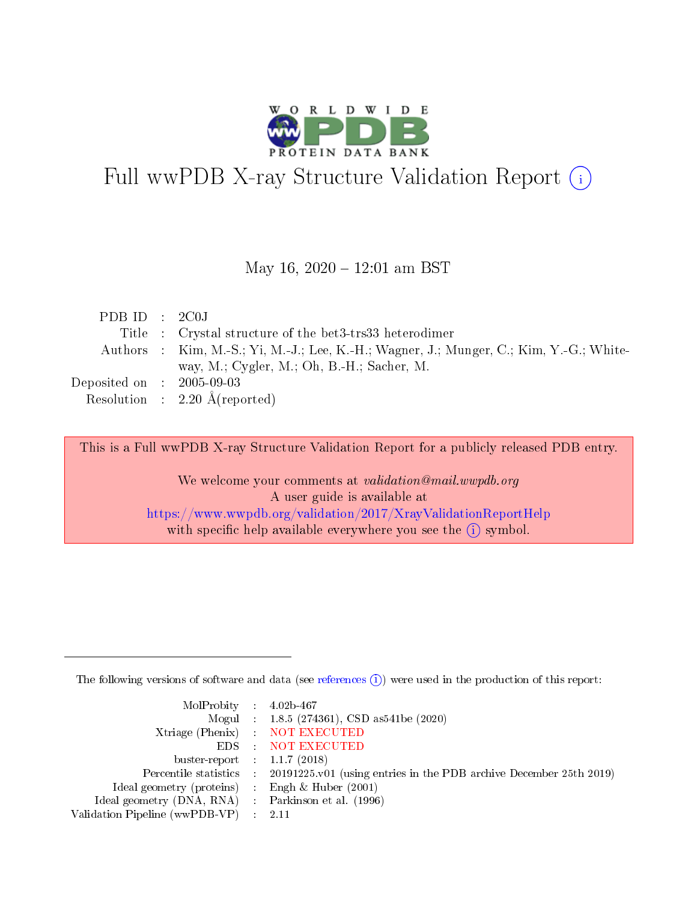# Full wwPDB X-ray Structure Validation Report (i)

May 16, 2020 – 12:01 am BST

| | | |
|---|---|---|
| PDB ID | : | 2C0J |
| Title | : | Crystal structure of the bet3-trs33 heterodimer |
| Authors | : | Kim, M.-S.; Yi, M.-J.; Lee, K.-H.; Wagner, J.; Munger, C.; Kim, Y.-G.; Whiteway, M.; Cygler, M.; Oh, B.-H.; Sacher, M. |
| Deposited on | : | 2005-09-03 |
| Resolution | : | 2.20 Å(reported) |

This is a Full wwPDB X-ray Structure Validation Report for a publicly released PDB entry.

We welcome your comments at *validation@mail.wwpdb.org*
A user guide is available at
https://www.wwpdb.org/validation/2017/XrayValidationReportHelp
with specific help available everywhere you see the (i) symbol.

The following versions of software and data (see references (i)) were used in the production of this report:

| | | |
|---|---|---|
| MolProbity | : | 4.02b-467 |
| Mogul | : | 1.8.5 (274361), CSD as541be (2020) |
| Xtriage (Phenix) | : | NOT EXECUTED |
| EDS | : | NOT EXECUTED |
| buster-report | : | 1.1.7 (2018) |
| Percentile statistics | : | 20191225.v01 (using entries in the PDB archive December 25th 2019) |
| Ideal geometry (proteins) | : | Engh & Huber (2001) |
| Ideal geometry (DNA, RNA) | : | Parkinson et al. (1996) |
| Validation Pipeline (wwPDB-VP) | : | 2.11 |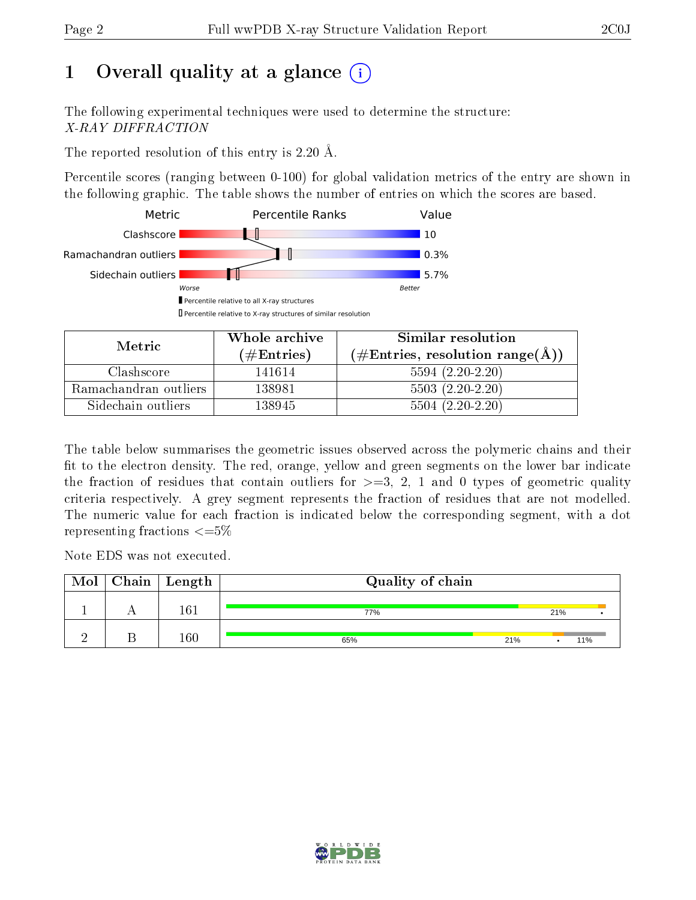# 1 Overall quality at a glance

The following experimental techniques were used to determine the structure:
*X-RAY DIFFRACTION*

The reported resolution of this entry is 2.20 Å.

Percentile scores (ranging between 0-100) for global validation metrics of the entry are shown in the following graphic. The table shows the number of entries on which the scores are based.

| Metric | Value |
|---|---|
| Clashscore | 10 |
| Ramachandran outliers | 0.3% |
| Sidechain outliers | 5.7% |

| Metric | Whole archive (#Entries) | Similar resolution (#Entries, resolution range(Å)) |
|---|---|---|
| Clashscore | 141614 | 5594 (2.20-2.20) |
| Ramachandran outliers | 138981 | 5503 (2.20-2.20) |
| Sidechain outliers | 138945 | 5504 (2.20-2.20) |

The table below summarises the geometric issues observed across the polymeric chains and their fit to the electron density. The red, orange, yellow and green segments on the lower bar indicate the fraction of residues that contain outliers for >=3, 2, 1 and 0 types of geometric quality criteria respectively. A grey segment represents the fraction of residues that are not modelled. The numeric value for each fraction is indicated below the corresponding segment, with a dot representing fractions <=5%

Note EDS was not executed.

| Mol | Chain | Length | Quality of chain |
|---|---|---|---|
| 1 | A | 161 | 77% 21% • |
| 2 | B | 160 | 65% 21% • 11% |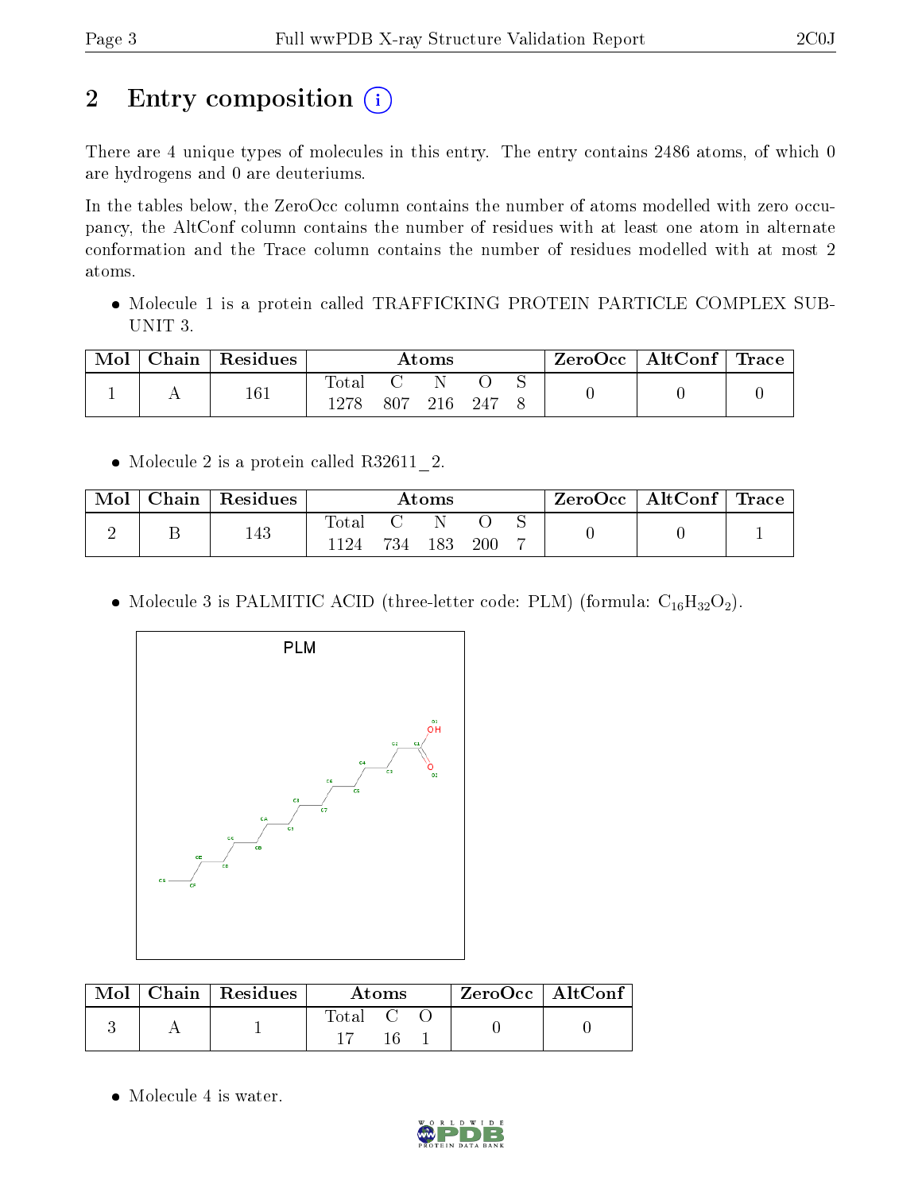# 2 Entry composition (i)

There are 4 unique types of molecules in this entry. The entry contains 2486 atoms, of which 0 are hydrogens and 0 are deuteriums.

In the tables below, the ZeroOcc column contains the number of atoms modelled with zero occupancy, the AltConf column contains the number of residues with at least one atom in alternate conformation and the Trace column contains the number of residues modelled with at most 2 atoms.

- Molecule 1 is a protein called TRAFFICKING PROTEIN PARTICLE COMPLEX SUBUNIT 3.

| Mol | Chain | Residues | Atoms | | | | | ZeroOcc | AltConf | Trace |
|---|---|---|---|---|---|---|---|---|---|---|
| | | | Total | C | N | O | S | | | |
| 1 | A | 161 | 1278 | 807 | 216 | 247 | 8 | 0 | 0 | 0 |

- Molecule 2 is a protein called R32611_2.

| Mol | Chain | Residues | Atoms | | | | | ZeroOcc | AltConf | Trace |
|---|---|---|---|---|---|---|---|---|---|---|
| | | | Total | C | N | O | S | | | |
| 2 | B | 143 | 1124 | 734 | 183 | 200 | 7 | 0 | 0 | 1 |

- Molecule 3 is PALMITIC ACID (three-letter code: PLM) (formula: $C_{16}H_{32}O_2$).

| Mol | Chain | Residues | Atoms | | | ZeroOcc | AltConf |
|---|---|---|---|---|---|---|---|
| | | | Total | C | O | | |
| 3 | A | 1 | 17 | 16 | 1 | 0 | 0 |

- Molecule 4 is water.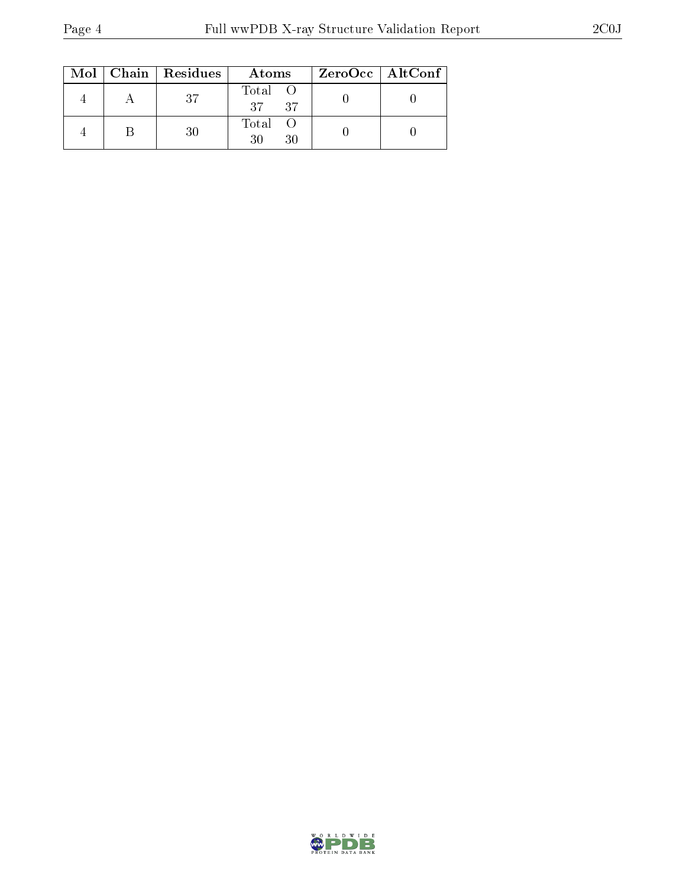| Mol | Chain | Residues | Atoms | | ZeroOcc | AltConf |
|---|---|---|---|---|---|---|
| | | | Total | O | | |
| 4 | A | 37 | 37 | 37 | 0 | 0 |
| 4 | B | 30 | 30 | 30 | 0 | 0 |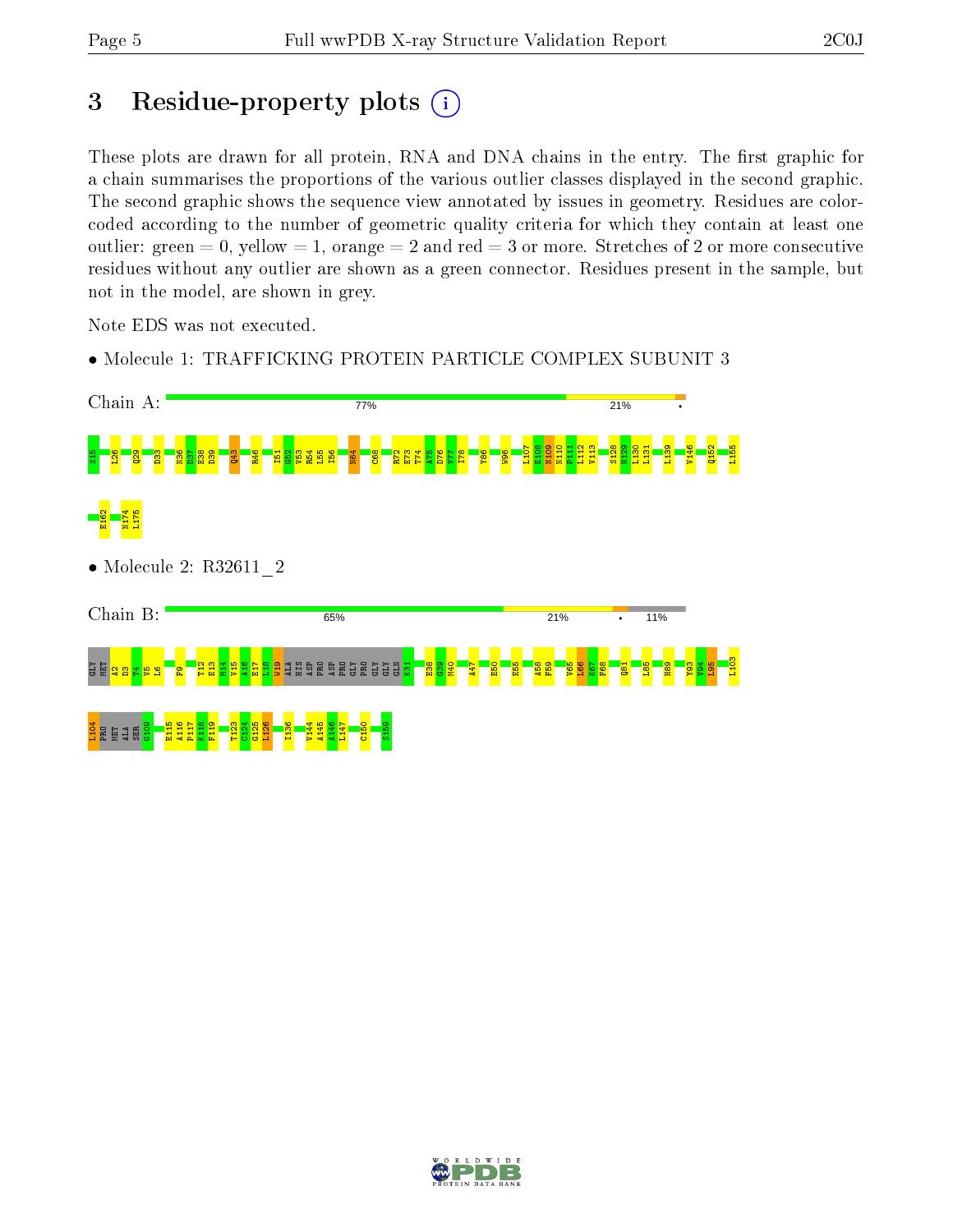# 3 Residue-property plots

These plots are drawn for all protein, RNA and DNA chains in the entry. The first graphic for a chain summarises the proportions of the various outlier classes displayed in the second graphic. The second graphic shows the sequence view annotated by issues in geometry. Residues are color-coded according to the number of geometric quality criteria for which they contain at least one outlier: green = 0, yellow = 1, orange = 2 and red = 3 or more. Stretches of 2 or more consecutive residues without any outlier are shown as a green connector. Residues present in the sample, but not in the model, are shown in grey.

Note EDS was not executed.

- Molecule 1: TRAFFICKING PROTEIN PARTICLE COMPLEX SUBUNIT 3

Chain A: 77% 21% •

S15 L26 Q29 D33 N36 D37 E38 D39 Q43 R46 I51 G52 V53 R54 L55 I56 N64 C68 R72 E73 T74 A75 D76 V77 I78 Y86 W96 L107 E108 N109 N110 P111 L112 V113 S128 N129 L130 L131 L139 V146 Q152 L155 E162 M174 L175

- Molecule 2: R32611_2

Chain B: 65% 21% • 11%

GLY MET A2 D3 T4 V5 L6 F9 T12 E13 M14 V15 A16 E17 L18 W19 ALA HIS ASP PRO ASP PRO GLY PRO GLY GLY GLN K31 E38 G39 M40 A47 E50 E55 A58 F59 V65 L66 K67 F68 Q81 L85 H89 Y93 V94 L95 L103 L104 PRO MET ALA SER G109 E115 A116 P117 K118 F119 T123 C124 G125 L126 I136 V144 A145 A146 L147 C150 S159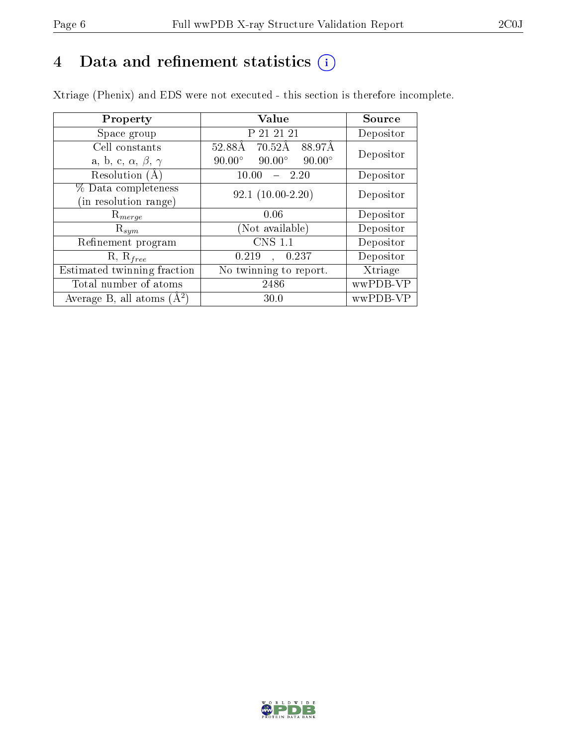# 4 Data and refinement statistics

Xtriage (Phenix) and EDS were not executed - this section is therefore incomplete.

| Property | Value | Source |
|---|---|---|
| Space group | P 21 21 21 | Depositor |
| Cell constants<br>a, b, c, $\alpha$, $\beta$, $\gamma$ | 52.88Å 70.52Å 88.97Å<br>90.00° 90.00° 90.00° | Depositor |
| Resolution (Å) | 10.00 – 2.20 | Depositor |
| % Data completeness<br>(in resolution range) | 92.1 (10.00-2.20) | Depositor |
| $R_{merge}$ | 0.06 | Depositor |
| $R_{sym}$ | (Not available) | Depositor |
| Refinement program | CNS 1.1 | Depositor |
| R, $R_{free}$ | 0.219 , 0.237 | Depositor |
| Estimated twinning fraction | No twinning to report. | Xtriage |
| Total number of atoms | 2486 | wwPDB-VP |
| Average B, all atoms (Å$^2$) | 30.0 | wwPDB-VP |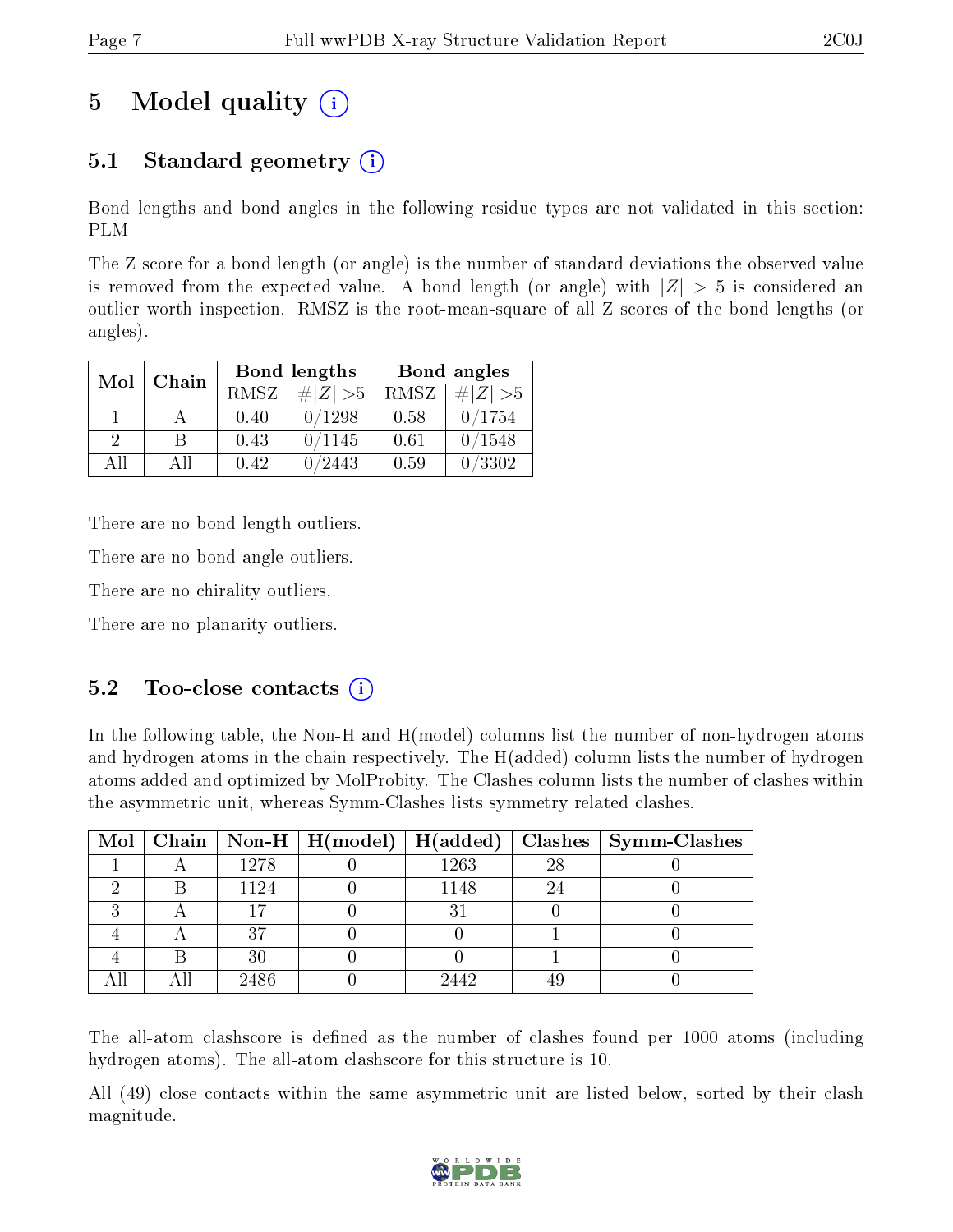# 5 Model quality

## 5.1 Standard geometry

Bond lengths and bond angles in the following residue types are not validated in this section: PLM

The Z score for a bond length (or angle) is the number of standard deviations the observed value is removed from the expected value. A bond length (or angle) with $|Z| > 5$ is considered an outlier worth inspection. RMSZ is the root-mean-square of all Z scores of the bond lengths (or angles).

| Mol | Chain | Bond lengths | | Bond angles | |
|---|---|---|---|---|---|
| | | RMSZ | #$\|Z\|$ >5 | RMSZ | #$\|Z\|$ >5 |
| 1 | A | 0.40 | 0/1298 | 0.58 | 0/1754 |
| 2 | B | 0.43 | 0/1145 | 0.61 | 0/1548 |
| All | All | 0.42 | 0/2443 | 0.59 | 0/3302 |

There are no bond length outliers.

There are no bond angle outliers.

There are no chirality outliers.

There are no planarity outliers.

## 5.2 Too-close contacts

In the following table, the Non-H and H(model) columns list the number of non-hydrogen atoms and hydrogen atoms in the chain respectively. The H(added) column lists the number of hydrogen atoms added and optimized by MolProbity. The Clashes column lists the number of clashes within the asymmetric unit, whereas Symm-Clashes lists symmetry related clashes.

| Mol | Chain | Non-H | H(model) | H(added) | Clashes | Symm-Clashes |
|---|---|---|---|---|---|---|
| 1 | A | 1278 | 0 | 1263 | 28 | 0 |
| 2 | B | 1124 | 0 | 1148 | 24 | 0 |
| 3 | A | 17 | 0 | 31 | 0 | 0 |
| 4 | A | 37 | 0 | 0 | 1 | 0 |
| 4 | B | 30 | 0 | 0 | 1 | 0 |
| All | All | 2486 | 0 | 2442 | 49 | 0 |

The all-atom clashscore is defined as the number of clashes found per 1000 atoms (including hydrogen atoms). The all-atom clashscore for this structure is 10.

All (49) close contacts within the same asymmetric unit are listed below, sorted by their clash magnitude.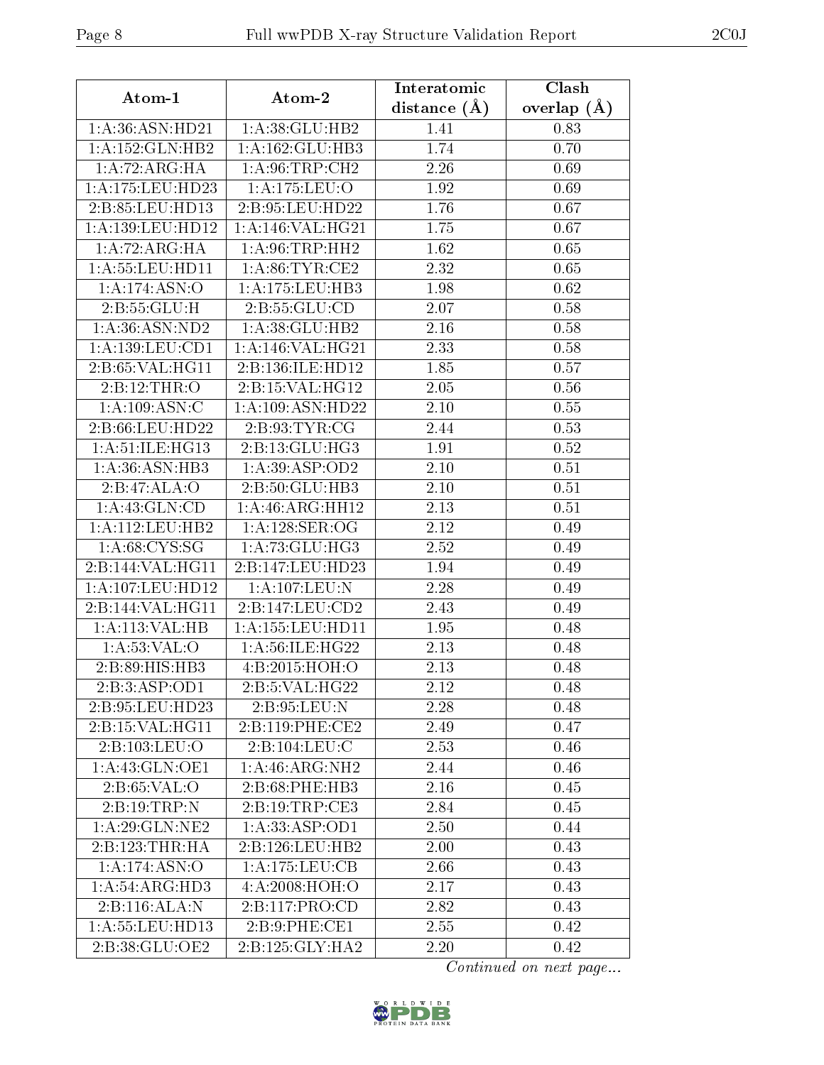| Atom-1 | Atom-2 | Interatomic distance (Å) | Clash overlap (Å) |
|---|---|---|---|
| 1:A:36:ASN:HD21 | 1:A:38:GLU:HB2 | 1.41 | 0.83 |
| 1:A:152:GLN:HB2 | 1:A:162:GLU:HB3 | 1.74 | 0.70 |
| 1:A:72:ARG:HA | 1:A:96:TRP:CH2 | 2.26 | 0.69 |
| 1:A:175:LEU:HD23 | 1:A:175:LEU:O | 1.92 | 0.69 |
| 2:B:85:LEU:HD13 | 2:B:95:LEU:HD22 | 1.76 | 0.67 |
| 1:A:139:LEU:HD12 | 1:A:146:VAL:HG21 | 1.75 | 0.67 |
| 1:A:72:ARG:HA | 1:A:96:TRP:HH2 | 1.62 | 0.65 |
| 1:A:55:LEU:HD11 | 1:A:86:TYR:CE2 | 2.32 | 0.65 |
| 1:A:174:ASN:O | 1:A:175:LEU:HB3 | 1.98 | 0.62 |
| 2:B:55:GLU:H | 2:B:55:GLU:CD | 2.07 | 0.58 |
| 1:A:36:ASN:ND2 | 1:A:38:GLU:HB2 | 2.16 | 0.58 |
| 1:A:139:LEU:CD1 | 1:A:146:VAL:HG21 | 2.33 | 0.58 |
| 2:B:65:VAL:HG11 | 2:B:136:ILE:HD12 | 1.85 | 0.57 |
| 2:B:12:THR:O | 2:B:15:VAL:HG12 | 2.05 | 0.56 |
| 1:A:109:ASN:C | 1:A:109:ASN:HD22 | 2.10 | 0.55 |
| 2:B:66:LEU:HD22 | 2:B:93:TYR:CG | 2.44 | 0.53 |
| 1:A:51:ILE:HG13 | 2:B:13:GLU:HG3 | 1.91 | 0.52 |
| 1:A:36:ASN:HB3 | 1:A:39:ASP:OD2 | 2.10 | 0.51 |
| 2:B:47:ALA:O | 2:B:50:GLU:HB3 | 2.10 | 0.51 |
| 1:A:43:GLN:CD | 1:A:46:ARG:HH12 | 2.13 | 0.51 |
| 1:A:112:LEU:HB2 | 1:A:128:SER:OG | 2.12 | 0.49 |
| 1:A:68:CYS:SG | 1:A:73:GLU:HG3 | 2.52 | 0.49 |
| 2:B:144:VAL:HG11 | 2:B:147:LEU:HD23 | 1.94 | 0.49 |
| 1:A:107:LEU:HD12 | 1:A:107:LEU:N | 2.28 | 0.49 |
| 2:B:144:VAL:HG11 | 2:B:147:LEU:CD2 | 2.43 | 0.49 |
| 1:A:113:VAL:HB | 1:A:155:LEU:HD11 | 1.95 | 0.48 |
| 1:A:53:VAL:O | 1:A:56:ILE:HG22 | 2.13 | 0.48 |
| 2:B:89:HIS:HB3 | 4:B:2015:HOH:O | 2.13 | 0.48 |
| 2:B:3:ASP:OD1 | 2:B:5:VAL:HG22 | 2.12 | 0.48 |
| 2:B:95:LEU:HD23 | 2:B:95:LEU:N | 2.28 | 0.48 |
| 2:B:15:VAL:HG11 | 2:B:119:PHE:CE2 | 2.49 | 0.47 |
| 2:B:103:LEU:O | 2:B:104:LEU:C | 2.53 | 0.46 |
| 1:A:43:GLN:OE1 | 1:A:46:ARG:NH2 | 2.44 | 0.46 |
| 2:B:65:VAL:O | 2:B:68:PHE:HB3 | 2.16 | 0.45 |
| 2:B:19:TRP:N | 2:B:19:TRP:CE3 | 2.84 | 0.45 |
| 1:A:29:GLN:NE2 | 1:A:33:ASP:OD1 | 2.50 | 0.44 |
| 2:B:123:THR:HA | 2:B:126:LEU:HB2 | 2.00 | 0.43 |
| 1:A:174:ASN:O | 1:A:175:LEU:CB | 2.66 | 0.43 |
| 1:A:54:ARG:HD3 | 4:A:2008:HOH:O | 2.17 | 0.43 |
| 2:B:116:ALA:N | 2:B:117:PRO:CD | 2.82 | 0.43 |
| 1:A:55:LEU:HD13 | 2:B:9:PHE:CE1 | 2.55 | 0.42 |
| 2:B:38:GLU:OE2 | 2:B:125:GLY:HA2 | 2.20 | 0.42 |

*Continued on next page...*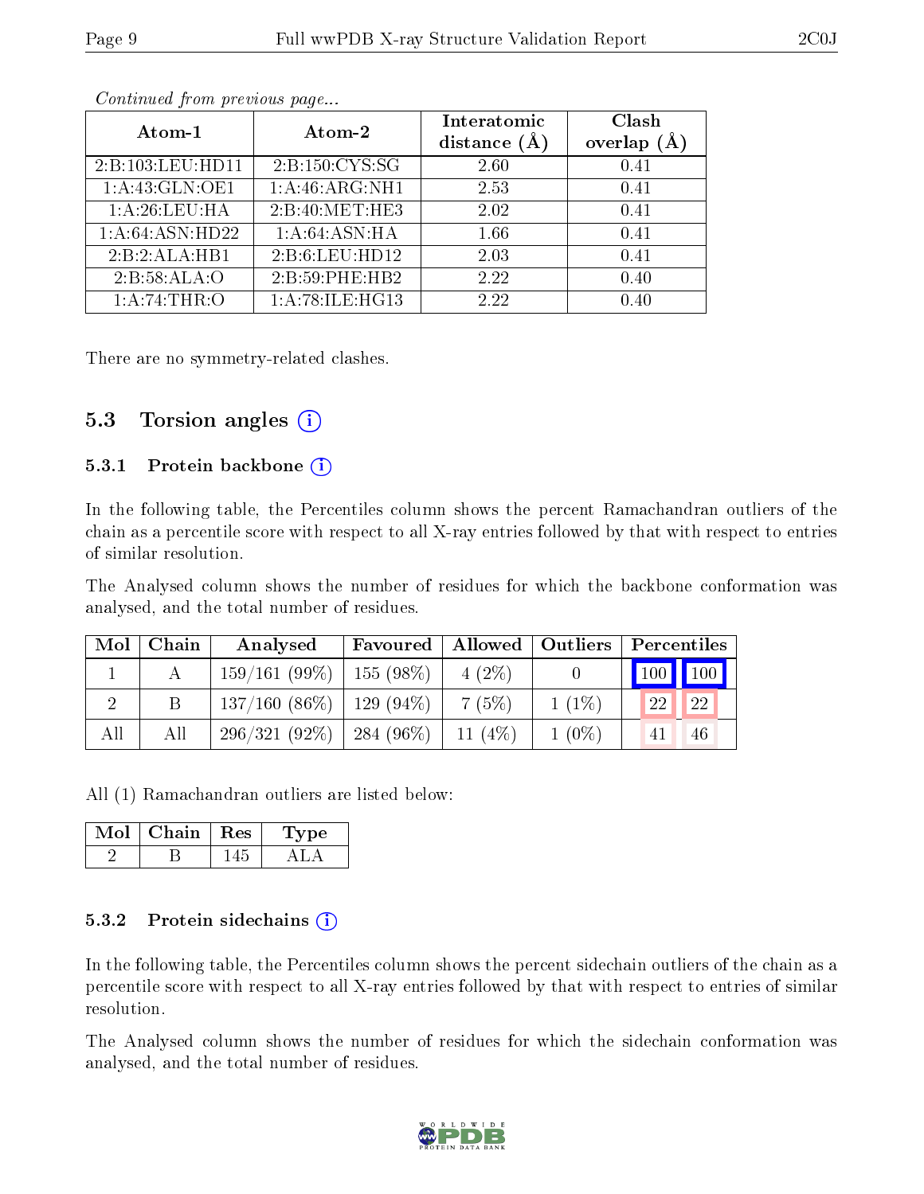*Continued from previous page...*

| Atom-1 | Atom-2 | Interatomic distance (Å) | Clash overlap (Å) |
|---|---|---|---|
| 2:B:103:LEU:HD11 | 2:B:150:CYS:SG | 2.60 | 0.41 |
| 1:A:43:GLN:OE1 | 1:A:46:ARG:NH1 | 2.53 | 0.41 |
| 1:A:26:LEU:HA | 2:B:40:MET:HE3 | 2.02 | 0.41 |
| 1:A:64:ASN:HD22 | 1:A:64:ASN:HA | 1.66 | 0.41 |
| 2:B:2:ALA:HB1 | 2:B:6:LEU:HD12 | 2.03 | 0.41 |
| 2:B:58:ALA:O | 2:B:59:PHE:HB2 | 2.22 | 0.40 |
| 1:A:74:THR:O | 1:A:78:ILE:HG13 | 2.22 | 0.40 |

There are no symmetry-related clashes.

## 5.3 Torsion angles

### 5.3.1 Protein backbone

In the following table, the Percentiles column shows the percent Ramachandran outliers of the chain as a percentile score with respect to all X-ray entries followed by that with respect to entries of similar resolution.

The Analysed column shows the number of residues for which the backbone conformation was analysed, and the total number of residues.

| Mol | Chain | Analysed | Favoured | Allowed | Outliers | Percentiles | |
|---|---|---|---|---|---|---|---|
| 1 | A | 159/161 (99%) | 155 (98%) | 4 (2%) | 0 | 100 | 100 |
| 2 | B | 137/160 (86%) | 129 (94%) | 7 (5%) | 1 (1%) | 22 | 22 |
| All | All | 296/321 (92%) | 284 (96%) | 11 (4%) | 1 (0%) | 41 | 46 |

All (1) Ramachandran outliers are listed below:

| Mol | Chain | Res | Type |
|---|---|---|---|
| 2 | B | 145 | ALA |

### 5.3.2 Protein sidechains

In the following table, the Percentiles column shows the percent sidechain outliers of the chain as a percentile score with respect to all X-ray entries followed by that with respect to entries of similar resolution.

The Analysed column shows the number of residues for which the sidechain conformation was analysed, and the total number of residues.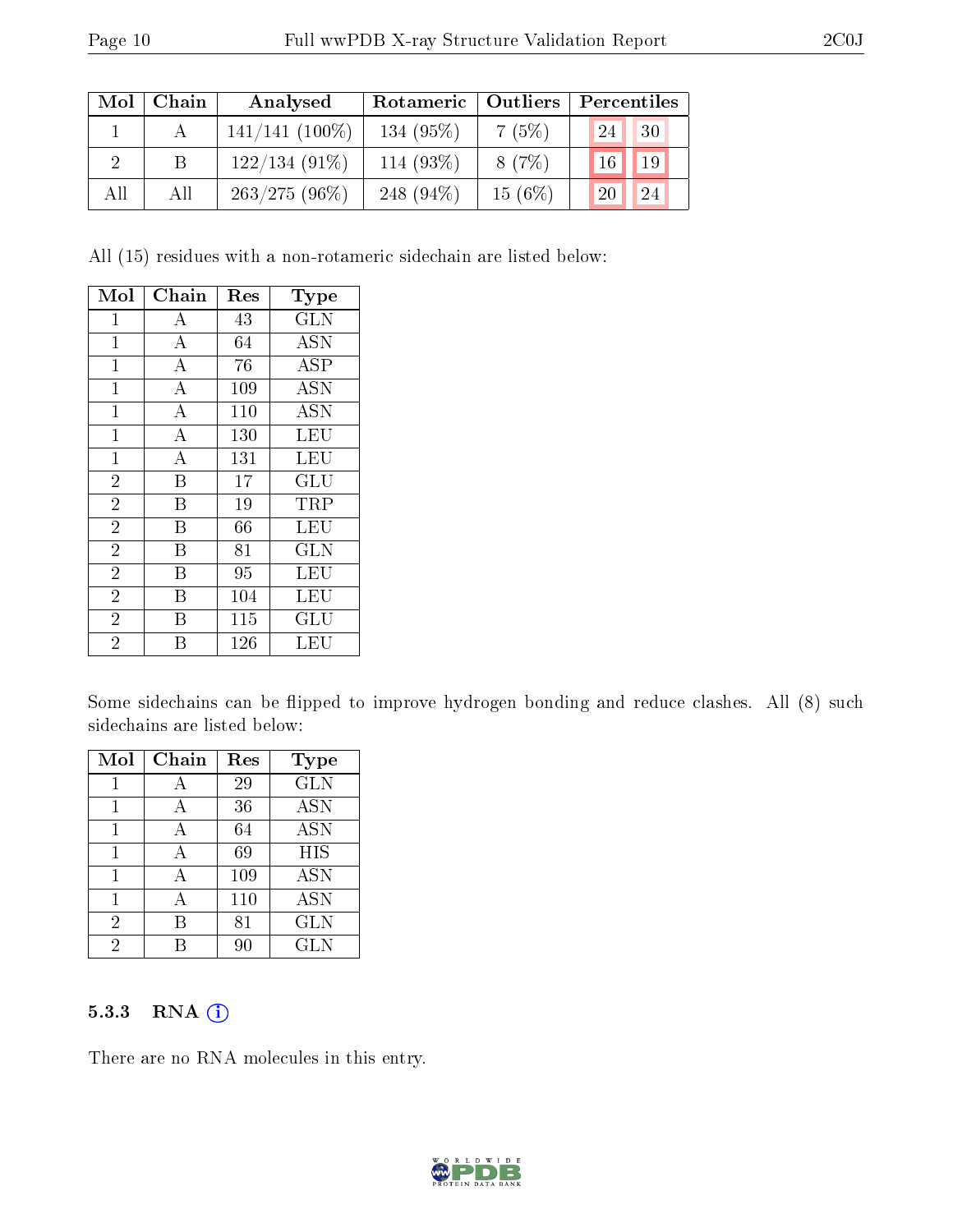| Mol | Chain | Analysed | Rotameric | Outliers | Percentiles | |
|---|---|---|---|---|---|---|
| 1 | A | 141/141 (100%) | 134 (95%) | 7 (5%) | 24 | 30 |
| 2 | B | 122/134 (91%) | 114 (93%) | 8 (7%) | 16 | 19 |
| All | All | 263/275 (96%) | 248 (94%) | 15 (6%) | 20 | 24 |

All (15) residues with a non-rotameric sidechain are listed below:

| Mol | Chain | Res | Type |
|---|---|---|---|
| 1 | A | 43 | GLN |
| 1 | A | 64 | ASN |
| 1 | A | 76 | ASP |
| 1 | A | 109 | ASN |
| 1 | A | 110 | ASN |
| 1 | A | 130 | LEU |
| 1 | A | 131 | LEU |
| 2 | B | 17 | GLU |
| 2 | B | 19 | TRP |
| 2 | B | 66 | LEU |
| 2 | B | 81 | GLN |
| 2 | B | 95 | LEU |
| 2 | B | 104 | LEU |
| 2 | B | 115 | GLU |
| 2 | B | 126 | LEU |

Some sidechains can be flipped to improve hydrogen bonding and reduce clashes. All (8) such sidechains are listed below:

| Mol | Chain | Res | Type |
|---|---|---|---|
| 1 | A | 29 | GLN |
| 1 | A | 36 | ASN |
| 1 | A | 64 | ASN |
| 1 | A | 69 | HIS |
| 1 | A | 109 | ASN |
| 1 | A | 110 | ASN |
| 2 | B | 81 | GLN |
| 2 | B | 90 | GLN |

### 5.3.3 RNA (i)

There are no RNA molecules in this entry.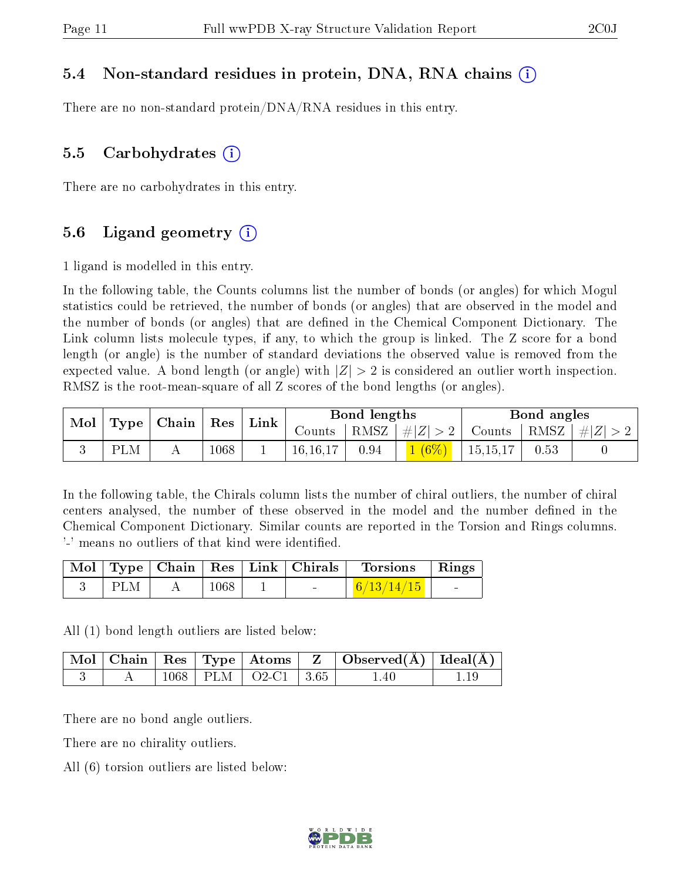### 5.4 Non-standard residues in protein, DNA, RNA chains (i)

There are no non-standard protein/DNA/RNA residues in this entry.

### 5.5 Carbohydrates (i)

There are no carbohydrates in this entry.

### 5.6 Ligand geometry (i)

1 ligand is modelled in this entry.

In the following table, the Counts columns list the number of bonds (or angles) for which Mogul statistics could be retrieved, the number of bonds (or angles) that are observed in the model and the number of bonds (or angles) that are defined in the Chemical Component Dictionary. The Link column lists molecule types, if any, to which the group is linked. The Z score for a bond length (or angle) is the number of standard deviations the observed value is removed from the expected value. A bond length (or angle) with $|Z| > 2$ is considered an outlier worth inspection. RMSZ is the root-mean-square of all Z scores of the bond lengths (or angles).

| Mol | Type | Chain | Res | Link | Bond lengths | | | Bond angles | | |
|---|---|---|---|---|---|---|---|---|---|---|
| | | | | | Counts | RMSZ | $\#\|Z\| > 2$ | Counts | RMSZ | $\#\|Z\| > 2$ |
| 3 | PLM | A | 1068 | 1 | 16,16,17 | 0.94 | 1 (6%) | 15,15,17 | 0.53 | 0 |

In the following table, the Chirals column lists the number of chiral outliers, the number of chiral centers analysed, the number of these observed in the model and the number defined in the Chemical Component Dictionary. Similar counts are reported in the Torsion and Rings columns. '-' means no outliers of that kind were identified.

| Mol | Type | Chain | Res | Link | Chirals | Torsions | Rings |
|---|---|---|---|---|---|---|---|
| 3 | PLM | A | 1068 | 1 | - | 6/13/14/15 | - |

All (1) bond length outliers are listed below:

| Mol | Chain | Res | Type | Atoms | Z | Observed(Å) | Ideal(Å) |
|---|---|---|---|---|---|---|---|
| 3 | A | 1068 | PLM | O2-C1 | 3.65 | 1.40 | 1.19 |

There are no bond angle outliers.

There are no chirality outliers.

All (6) torsion outliers are listed below: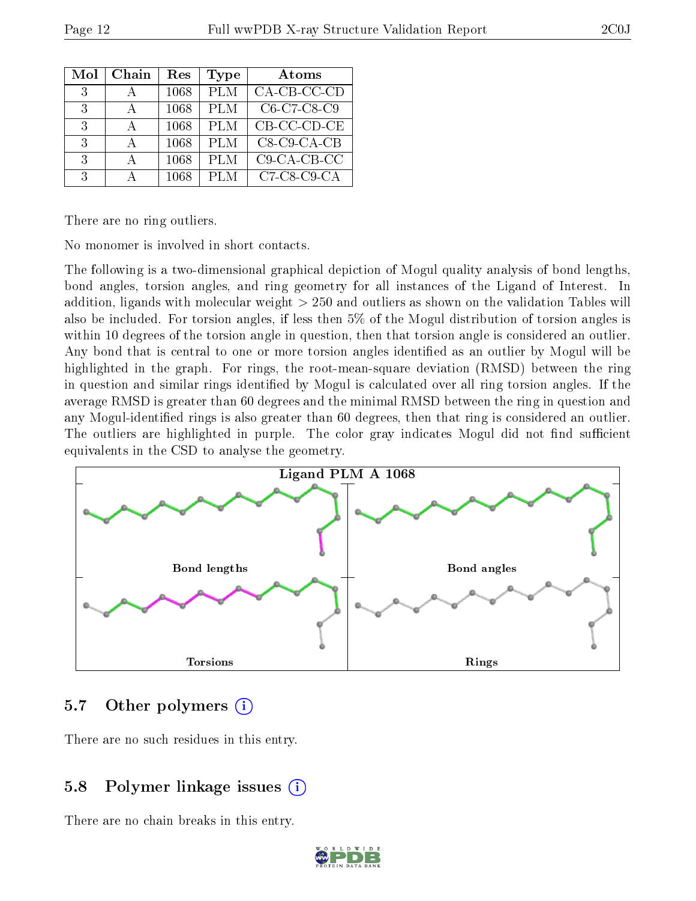| Mol | Chain | Res | Type | Atoms |
|---|---|---|---|---|
| 3 | A | 1068 | PLM | CA-CB-CC-CD |
| 3 | A | 1068 | PLM | C6-C7-C8-C9 |
| 3 | A | 1068 | PLM | CB-CC-CD-CE |
| 3 | A | 1068 | PLM | C8-C9-CA-CB |
| 3 | A | 1068 | PLM | C9-CA-CB-CC |
| 3 | A | 1068 | PLM | C7-C8-C9-CA |

There are no ring outliers.

No monomer is involved in short contacts.

The following is a two-dimensional graphical depiction of Mogul quality analysis of bond lengths, bond angles, torsion angles, and ring geometry for all instances of the Ligand of Interest. In addition, ligands with molecular weight > 250 and outliers as shown on the validation Tables will also be included. For torsion angles, if less then 5% of the Mogul distribution of torsion angles is within 10 degrees of the torsion angle in question, then that torsion angle is considered an outlier. Any bond that is central to one or more torsion angles identified as an outlier by Mogul will be highlighted in the graph. For rings, the root-mean-square deviation (RMSD) between the ring in question and similar rings identified by Mogul is calculated over all ring torsion angles. If the average RMSD is greater than 60 degrees and the minimal RMSD between the ring in question and any Mogul-identified rings is also greater than 60 degrees, then that ring is considered an outlier. The outliers are highlighted in purple. The color gray indicates Mogul did not find sufficient equivalents in the CSD to analyse the geometry.

Ligand PLM A 1068

Bond lengths | Bond angles | Torsions | Rings

## 5.7 Other polymers

There are no such residues in this entry.

## 5.8 Polymer linkage issues

There are no chain breaks in this entry.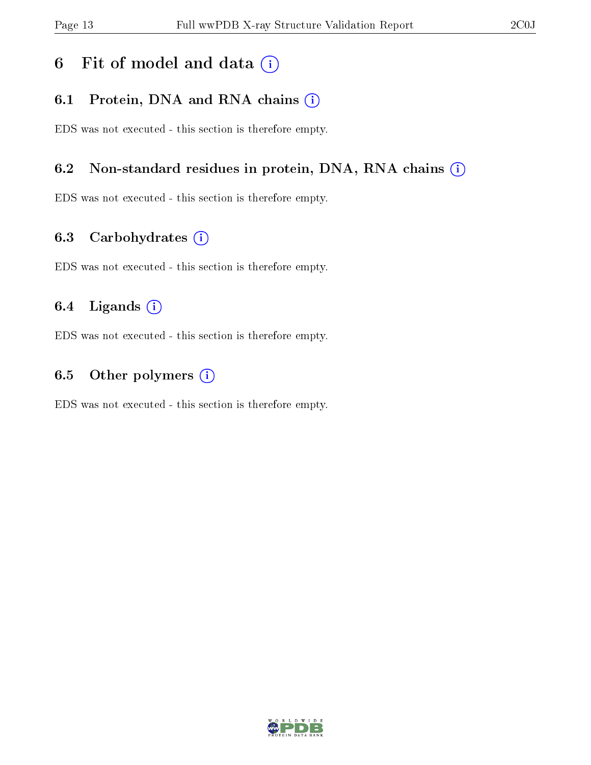# 6 Fit of model and data

## 6.1 Protein, DNA and RNA chains

EDS was not executed - this section is therefore empty.

## 6.2 Non-standard residues in protein, DNA, RNA chains

EDS was not executed - this section is therefore empty.

## 6.3 Carbohydrates

EDS was not executed - this section is therefore empty.

## 6.4 Ligands

EDS was not executed - this section is therefore empty.

## 6.5 Other polymers

EDS was not executed - this section is therefore empty.